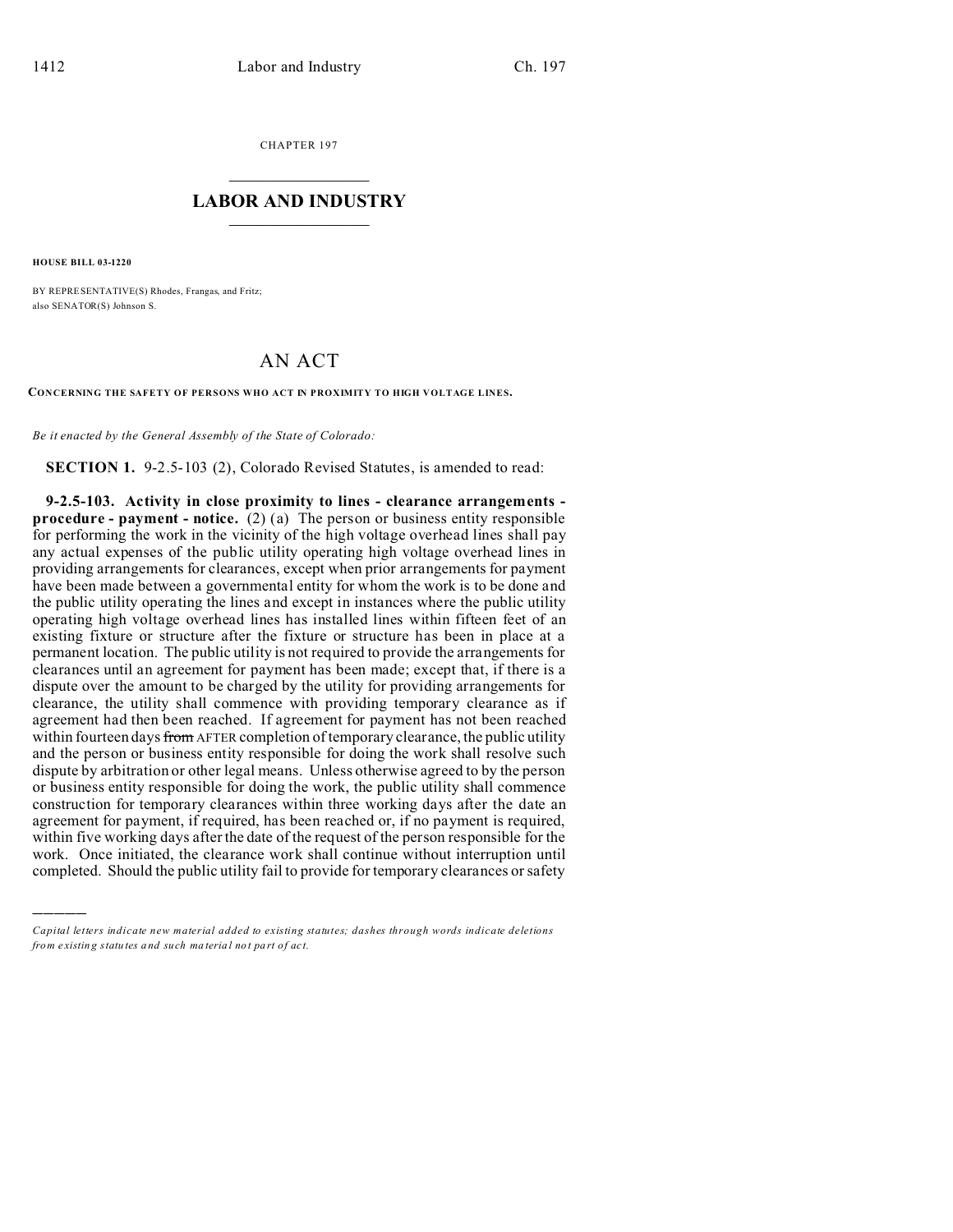CHAPTER 197

# LABOR AND INDUSTRY

**HOUSE BILL 03-1220**

BY REPRESENTATIVE(S) Rhodes, Frangas, and Fritz;
also SENATOR(S) Johnson S.

# AN ACT

**CONCERNING THE SAFETY OF PERSONS WHO ACT IN PROXIMITY TO HIGH VOLTAGE LINES.**

*Be it enacted by the General Assembly of the State of Colorado:*

**SECTION 1.** 9-2.5-103 (2), Colorado Revised Statutes, is amended to read:

**9-2.5-103. Activity in close proximity to lines - clearance arrangements - procedure - payment - notice.** (2) (a) The person or business entity responsible for performing the work in the vicinity of the high voltage overhead lines shall pay any actual expenses of the public utility operating high voltage overhead lines in providing arrangements for clearances, except when prior arrangements for payment have been made between a governmental entity for whom the work is to be done and the public utility operating the lines and except in instances where the public utility operating high voltage overhead lines has installed lines within fifteen feet of an existing fixture or structure after the fixture or structure has been in place at a permanent location. The public utility is not required to provide the arrangements for clearances until an agreement for payment has been made; except that, if there is a dispute over the amount to be charged by the utility for providing arrangements for clearance, the utility shall commence with providing temporary clearance as if agreement had then been reached. If agreement for payment has not been reached within fourteen days ~~from~~ AFTER completion of temporary clearance, the public utility and the person or business entity responsible for doing the work shall resolve such dispute by arbitration or other legal means. Unless otherwise agreed to by the person or business entity responsible for doing the work, the public utility shall commence construction for temporary clearances within three working days after the date an agreement for payment, if required, has been reached or, if no payment is required, within five working days after the date of the request of the person responsible for the work. Once initiated, the clearance work shall continue without interruption until completed. Should the public utility fail to provide for temporary clearances or safety

---

*Capital letters indicate new material added to existing statutes; dashes through words indicate deletions from existing statutes and such material not part of act.*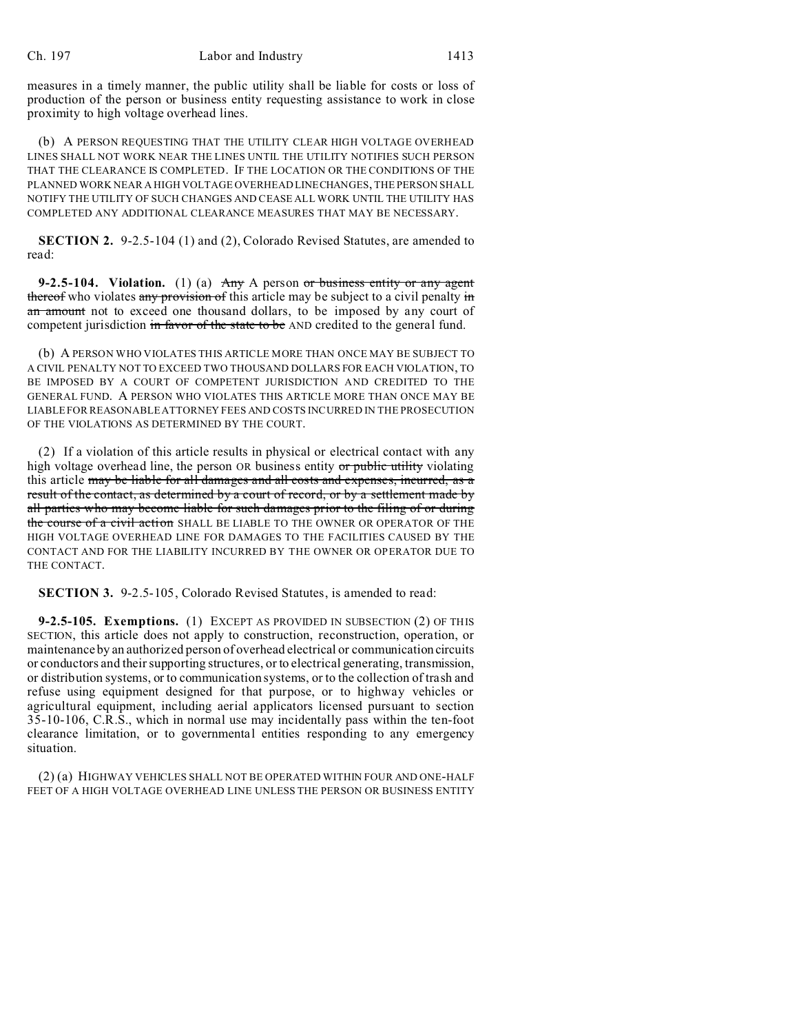measures in a timely manner, the public utility shall be liable for costs or loss of production of the person or business entity requesting assistance to work in close proximity to high voltage overhead lines.

(b) A PERSON REQUESTING THAT THE UTILITY CLEAR HIGH VOLTAGE OVERHEAD LINES SHALL NOT WORK NEAR THE LINES UNTIL THE UTILITY NOTIFIES SUCH PERSON THAT THE CLEARANCE IS COMPLETED. IF THE LOCATION OR THE CONDITIONS OF THE PLANNED WORK NEAR A HIGH VOLTAGE OVERHEAD LINE CHANGES, THE PERSON SHALL NOTIFY THE UTILITY OF SUCH CHANGES AND CEASE ALL WORK UNTIL THE UTILITY HAS COMPLETED ANY ADDITIONAL CLEARANCE MEASURES THAT MAY BE NECESSARY.

**SECTION 2.** 9-2.5-104 (1) and (2), Colorado Revised Statutes, are amended to read:

**9-2.5-104. Violation.** (1) (a) ~~Any~~ A person ~~or business entity or any agent thereof~~ who violates ~~any provision of~~ this article may be subject to a civil penalty ~~in an amount~~ not to exceed one thousand dollars, to be imposed by any court of competent jurisdiction ~~in favor of the state to be~~ AND credited to the general fund.

(b) A PERSON WHO VIOLATES THIS ARTICLE MORE THAN ONCE MAY BE SUBJECT TO A CIVIL PENALTY NOT TO EXCEED TWO THOUSAND DOLLARS FOR EACH VIOLATION, TO BE IMPOSED BY A COURT OF COMPETENT JURISDICTION AND CREDITED TO THE GENERAL FUND. A PERSON WHO VIOLATES THIS ARTICLE MORE THAN ONCE MAY BE LIABLE FOR REASONABLE ATTORNEY FEES AND COSTS INCURRED IN THE PROSECUTION OF THE VIOLATIONS AS DETERMINED BY THE COURT.

(2) If a violation of this article results in physical or electrical contact with any high voltage overhead line, the person OR business entity ~~or public utility~~ violating this article ~~may be liable for all damages and all costs and expenses, incurred, as a result of the contact, as determined by a court of record, or by a settlement made by all parties who may become liable for such damages prior to the filing of or during the course of a civil action~~ SHALL BE LIABLE TO THE OWNER OR OPERATOR OF THE HIGH VOLTAGE OVERHEAD LINE FOR DAMAGES TO THE FACILITIES CAUSED BY THE CONTACT AND FOR THE LIABILITY INCURRED BY THE OWNER OR OPERATOR DUE TO THE CONTACT.

**SECTION 3.** 9-2.5-105, Colorado Revised Statutes, is amended to read:

**9-2.5-105. Exemptions.** (1) EXCEPT AS PROVIDED IN SUBSECTION (2) OF THIS SECTION, this article does not apply to construction, reconstruction, operation, or maintenance by an authorized person of overhead electrical or communication circuits or conductors and their supporting structures, or to electrical generating, transmission, or distribution systems, or to communication systems, or to the collection of trash and refuse using equipment designed for that purpose, or to highway vehicles or agricultural equipment, including aerial applicators licensed pursuant to section 35-10-106, C.R.S., which in normal use may incidentally pass within the ten-foot clearance limitation, or to governmental entities responding to any emergency situation.

(2) (a) HIGHWAY VEHICLES SHALL NOT BE OPERATED WITHIN FOUR AND ONE-HALF FEET OF A HIGH VOLTAGE OVERHEAD LINE UNLESS THE PERSON OR BUSINESS ENTITY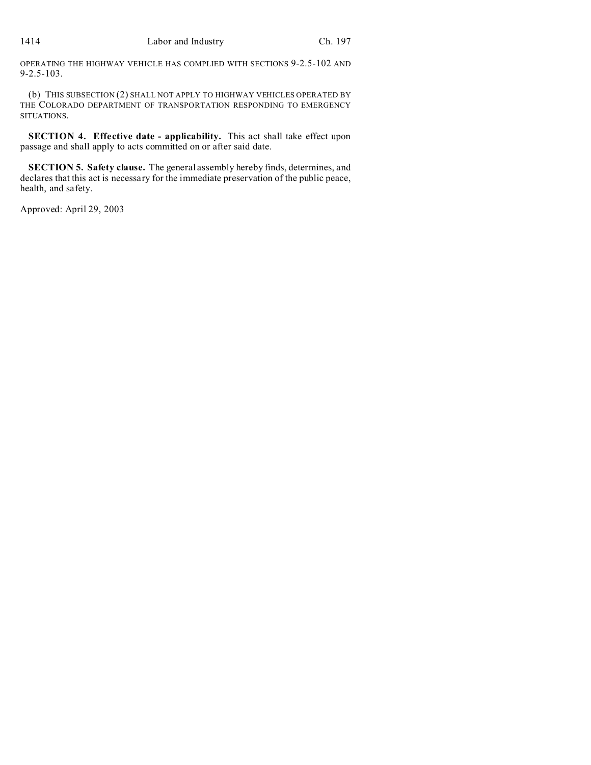OPERATING THE HIGHWAY VEHICLE HAS COMPLIED WITH SECTIONS 9-2.5-102 AND 9-2.5-103.

(b) THIS SUBSECTION (2) SHALL NOT APPLY TO HIGHWAY VEHICLES OPERATED BY THE COLORADO DEPARTMENT OF TRANSPORTATION RESPONDING TO EMERGENCY SITUATIONS.

**SECTION 4. Effective date - applicability.** This act shall take effect upon passage and shall apply to acts committed on or after said date.

**SECTION 5. Safety clause.** The general assembly hereby finds, determines, and declares that this act is necessary for the immediate preservation of the public peace, health, and safety.

Approved: April 29, 2003